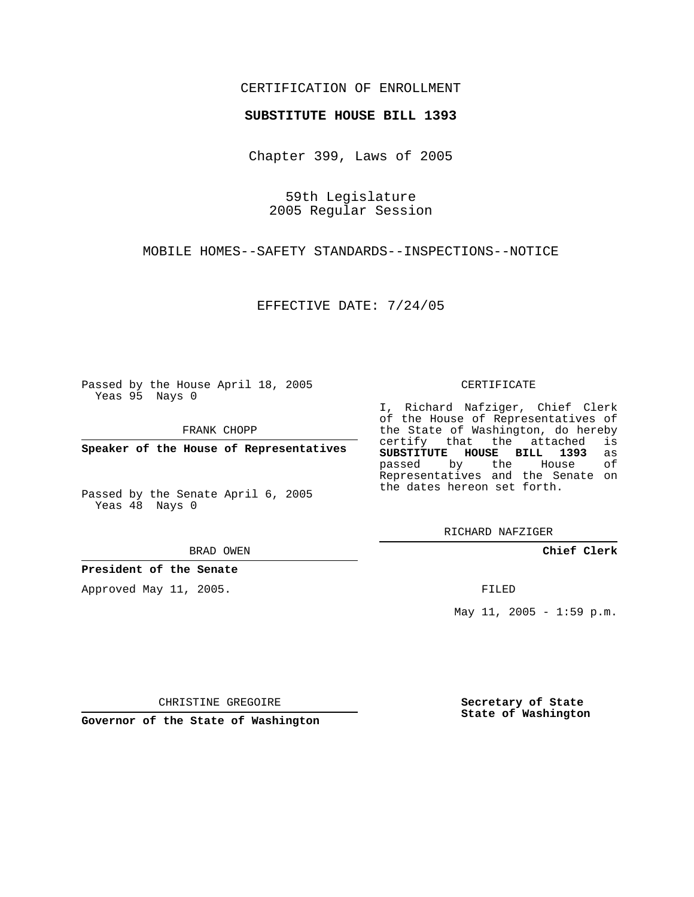CERTIFICATION OF ENROLLMENT

**SUBSTITUTE HOUSE BILL 1393**

Chapter 399, Laws of 2005

59th Legislature
2005 Regular Session

MOBILE HOMES--SAFETY STANDARDS--INSPECTIONS--NOTICE

EFFECTIVE DATE: 7/24/05

Passed by the House April 18, 2005
Yeas 95 Nays 0

FRANK CHOPP

**Speaker of the House of Representatives**

Passed by the Senate April 6, 2005
Yeas 48 Nays 0

BRAD OWEN

**President of the Senate**

Approved May 11, 2005.

CHRISTINE GREGOIRE

**Governor of the State of Washington**

CERTIFICATE

I, Richard Nafziger, Chief Clerk of the House of Representatives of the State of Washington, do hereby certify that the attached is **SUBSTITUTE HOUSE BILL 1393** as passed by the House of Representatives and the Senate on the dates hereon set forth.

RICHARD NAFZIGER

**Chief Clerk**

FILED

May 11, 2005 - 1:59 p.m.

**Secretary of State**
**State of Washington**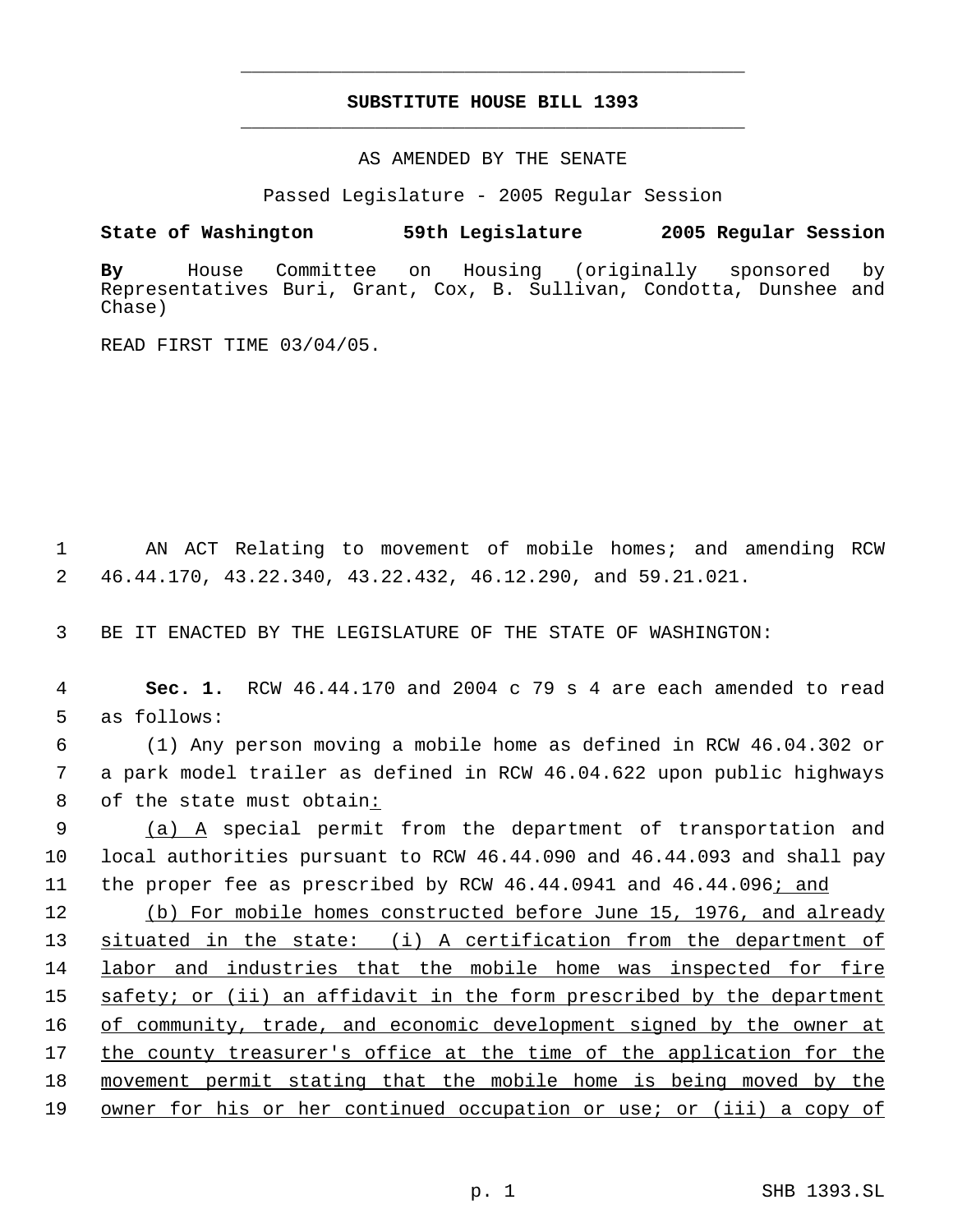# SUBSTITUTE HOUSE BILL 1393

AS AMENDED BY THE SENATE

Passed Legislature - 2005 Regular Session

**State of Washington 59th Legislature 2005 Regular Session**

**By** House Committee on Housing (originally sponsored by Representatives Buri, Grant, Cox, B. Sullivan, Condotta, Dunshee and Chase)

READ FIRST TIME 03/04/05.

1 AN ACT Relating to movement of mobile homes; and amending RCW
2 46.44.170, 43.22.340, 43.22.432, 46.12.290, and 59.21.021.

3 BE IT ENACTED BY THE LEGISLATURE OF THE STATE OF WASHINGTON:

4 **Sec. 1.** RCW 46.44.170 and 2004 c 79 s 4 are each amended to read
5 as follows:

6 (1) Any person moving a mobile home as defined in RCW 46.04.302 or
7 a park model trailer as defined in RCW 46.04.622 upon public highways
8 of the state must obtain:

9 (a) A special permit from the department of transportation and
10 local authorities pursuant to RCW 46.44.090 and 46.44.093 and shall pay
11 the proper fee as prescribed by RCW 46.44.0941 and 46.44.096; and

12 (b) For mobile homes constructed before June 15, 1976, and already
13 situated in the state: (i) A certification from the department of
14 labor and industries that the mobile home was inspected for fire
15 safety; or (ii) an affidavit in the form prescribed by the department
16 of community, trade, and economic development signed by the owner at
17 the county treasurer's office at the time of the application for the
18 movement permit stating that the mobile home is being moved by the
19 owner for his or her continued occupation or use; or (iii) a copy of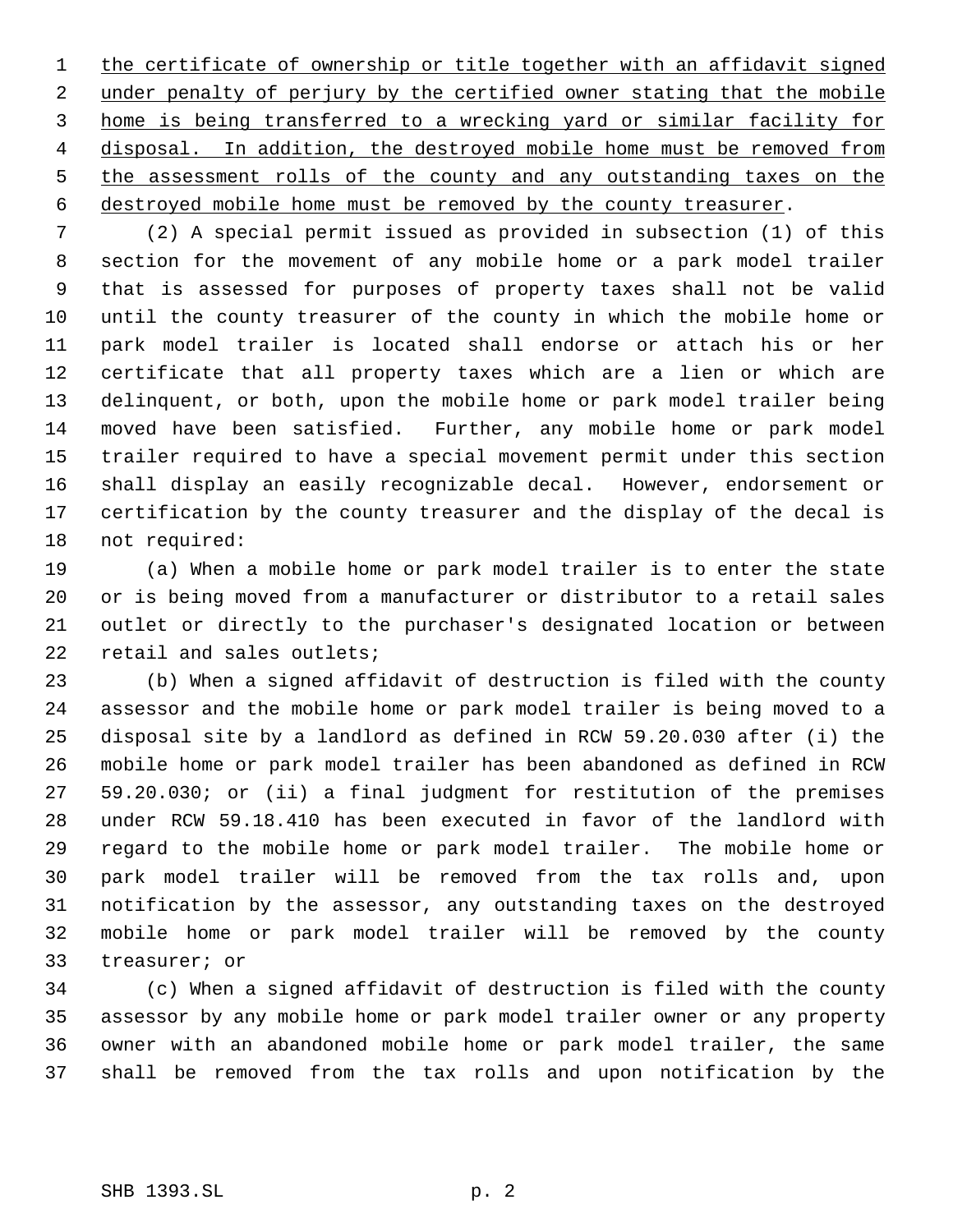the certificate of ownership or title together with an affidavit signed under penalty of perjury by the certified owner stating that the mobile home is being transferred to a wrecking yard or similar facility for disposal. In addition, the destroyed mobile home must be removed from the assessment rolls of the county and any outstanding taxes on the destroyed mobile home must be removed by the county treasurer.

(2) A special permit issued as provided in subsection (1) of this section for the movement of any mobile home or a park model trailer that is assessed for purposes of property taxes shall not be valid until the county treasurer of the county in which the mobile home or park model trailer is located shall endorse or attach his or her certificate that all property taxes which are a lien or which are delinquent, or both, upon the mobile home or park model trailer being moved have been satisfied. Further, any mobile home or park model trailer required to have a special movement permit under this section shall display an easily recognizable decal. However, endorsement or certification by the county treasurer and the display of the decal is not required:

(a) When a mobile home or park model trailer is to enter the state or is being moved from a manufacturer or distributor to a retail sales outlet or directly to the purchaser's designated location or between retail and sales outlets;

(b) When a signed affidavit of destruction is filed with the county assessor and the mobile home or park model trailer is being moved to a disposal site by a landlord as defined in RCW 59.20.030 after (i) the mobile home or park model trailer has been abandoned as defined in RCW 59.20.030; or (ii) a final judgment for restitution of the premises under RCW 59.18.410 has been executed in favor of the landlord with regard to the mobile home or park model trailer. The mobile home or park model trailer will be removed from the tax rolls and, upon notification by the assessor, any outstanding taxes on the destroyed mobile home or park model trailer will be removed by the county treasurer; or

(c) When a signed affidavit of destruction is filed with the county assessor by any mobile home or park model trailer owner or any property owner with an abandoned mobile home or park model trailer, the same shall be removed from the tax rolls and upon notification by the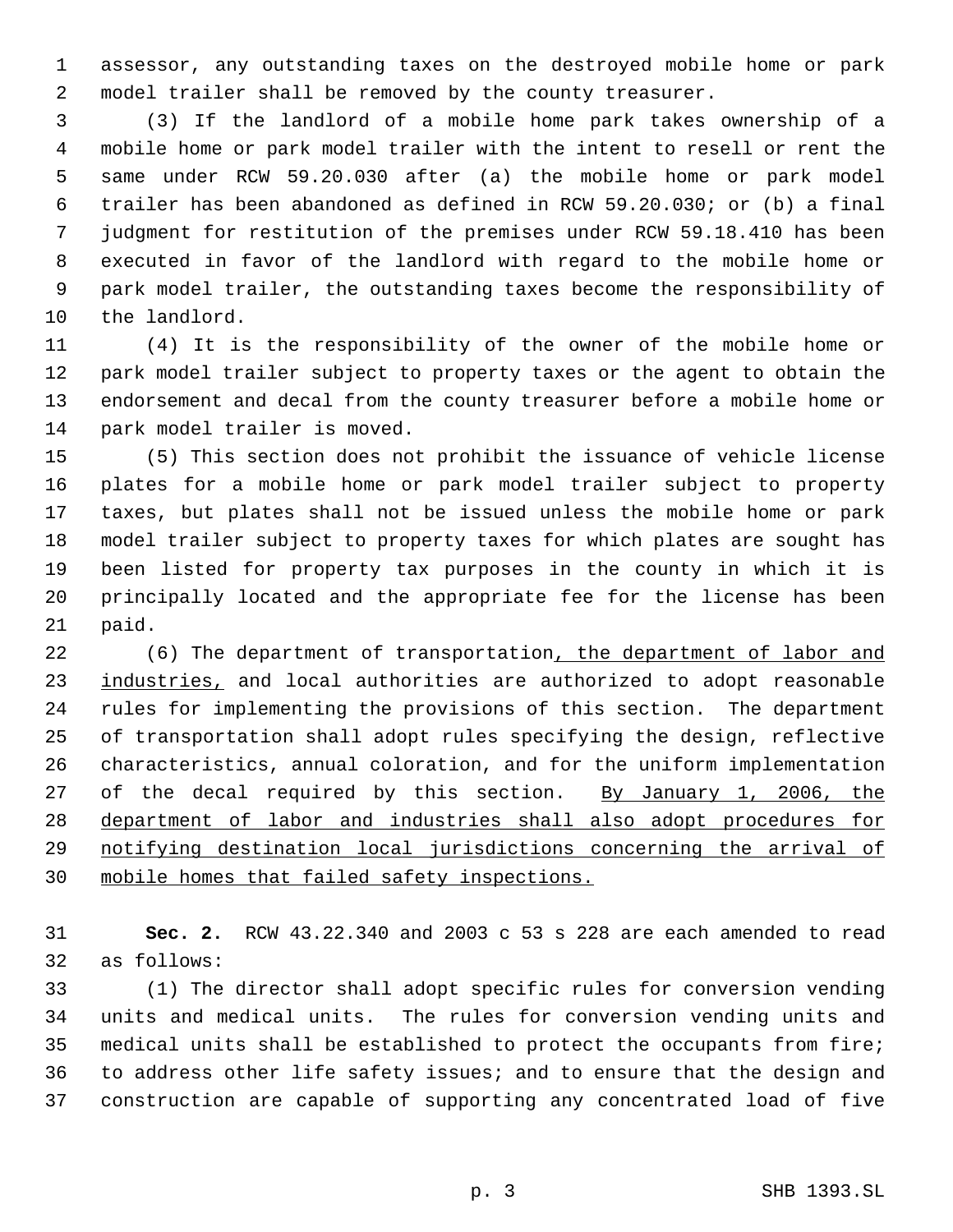assessor, any outstanding taxes on the destroyed mobile home or park model trailer shall be removed by the county treasurer.

(3) If the landlord of a mobile home park takes ownership of a mobile home or park model trailer with the intent to resell or rent the same under RCW 59.20.030 after (a) the mobile home or park model trailer has been abandoned as defined in RCW 59.20.030; or (b) a final judgment for restitution of the premises under RCW 59.18.410 has been executed in favor of the landlord with regard to the mobile home or park model trailer, the outstanding taxes become the responsibility of the landlord.

(4) It is the responsibility of the owner of the mobile home or park model trailer subject to property taxes or the agent to obtain the endorsement and decal from the county treasurer before a mobile home or park model trailer is moved.

(5) This section does not prohibit the issuance of vehicle license plates for a mobile home or park model trailer subject to property taxes, but plates shall not be issued unless the mobile home or park model trailer subject to property taxes for which plates are sought has been listed for property tax purposes in the county in which it is principally located and the appropriate fee for the license has been paid.

(6) The department of transportation<u>, the department of labor and industries,</u> and local authorities are authorized to adopt reasonable rules for implementing the provisions of this section. The department of transportation shall adopt rules specifying the design, reflective characteristics, annual coloration, and for the uniform implementation of the decal required by this section. <u>By January 1, 2006, the department of labor and industries shall also adopt procedures for notifying destination local jurisdictions concerning the arrival of mobile homes that failed safety inspections.</u>

**Sec. 2.** RCW 43.22.340 and 2003 c 53 s 228 are each amended to read as follows:

(1) The director shall adopt specific rules for conversion vending units and medical units. The rules for conversion vending units and medical units shall be established to protect the occupants from fire; to address other life safety issues; and to ensure that the design and construction are capable of supporting any concentrated load of five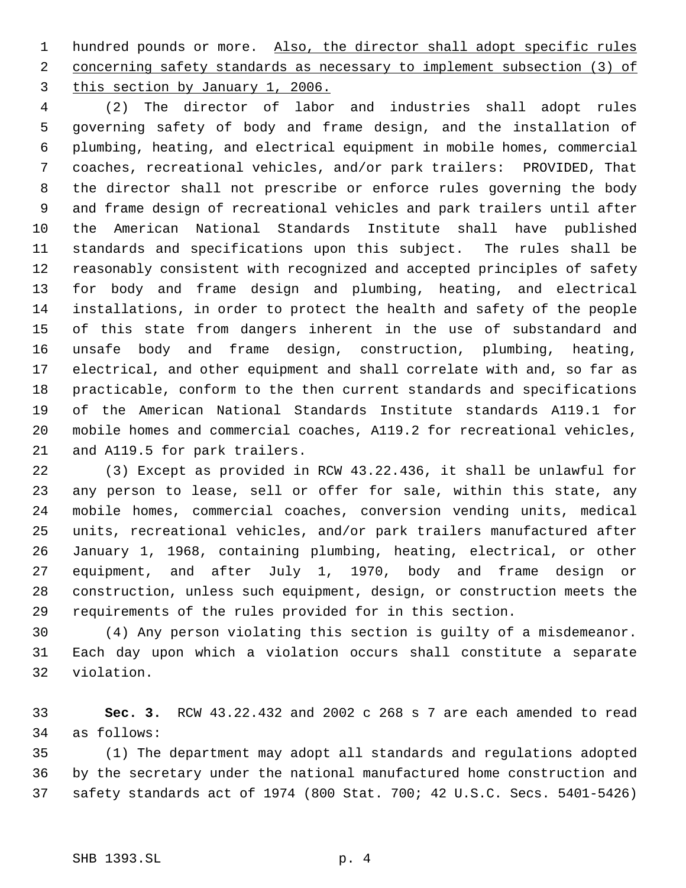hundred pounds or more. Also, the director shall adopt specific rules concerning safety standards as necessary to implement subsection (3) of this section by January 1, 2006.

(2) The director of labor and industries shall adopt rules governing safety of body and frame design, and the installation of plumbing, heating, and electrical equipment in mobile homes, commercial coaches, recreational vehicles, and/or park trailers: PROVIDED, That the director shall not prescribe or enforce rules governing the body and frame design of recreational vehicles and park trailers until after the American National Standards Institute shall have published standards and specifications upon this subject. The rules shall be reasonably consistent with recognized and accepted principles of safety for body and frame design and plumbing, heating, and electrical installations, in order to protect the health and safety of the people of this state from dangers inherent in the use of substandard and unsafe body and frame design, construction, plumbing, heating, electrical, and other equipment and shall correlate with and, so far as practicable, conform to the then current standards and specifications of the American National Standards Institute standards A119.1 for mobile homes and commercial coaches, A119.2 for recreational vehicles, and A119.5 for park trailers.

(3) Except as provided in RCW 43.22.436, it shall be unlawful for any person to lease, sell or offer for sale, within this state, any mobile homes, commercial coaches, conversion vending units, medical units, recreational vehicles, and/or park trailers manufactured after January 1, 1968, containing plumbing, heating, electrical, or other equipment, and after July 1, 1970, body and frame design or construction, unless such equipment, design, or construction meets the requirements of the rules provided for in this section.

(4) Any person violating this section is guilty of a misdemeanor. Each day upon which a violation occurs shall constitute a separate violation.

**Sec. 3.** RCW 43.22.432 and 2002 c 268 s 7 are each amended to read as follows:

(1) The department may adopt all standards and regulations adopted by the secretary under the national manufactured home construction and safety standards act of 1974 (800 Stat. 700; 42 U.S.C. Secs. 5401-5426)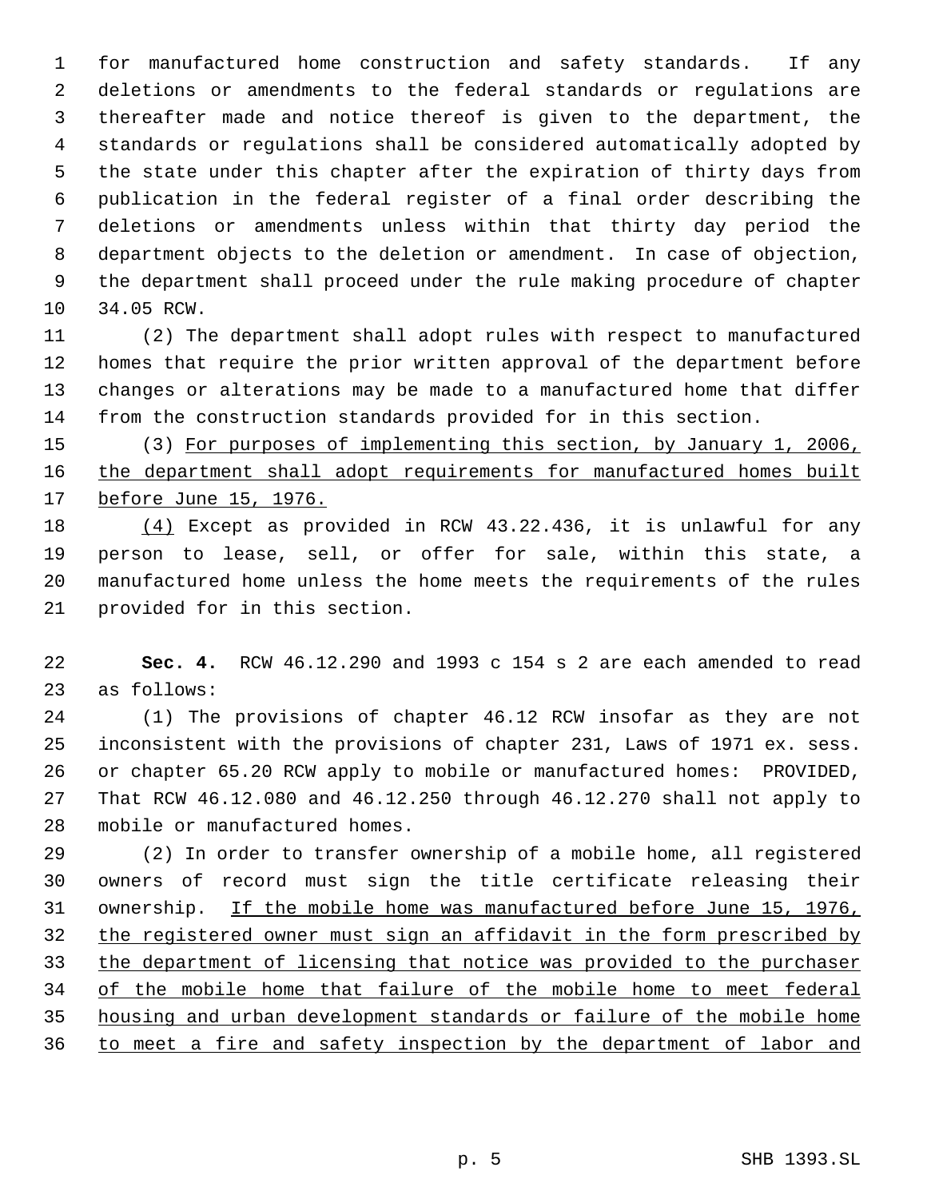for manufactured home construction and safety standards. If any deletions or amendments to the federal standards or regulations are thereafter made and notice thereof is given to the department, the standards or regulations shall be considered automatically adopted by the state under this chapter after the expiration of thirty days from publication in the federal register of a final order describing the deletions or amendments unless within that thirty day period the department objects to the deletion or amendment. In case of objection, the department shall proceed under the rule making procedure of chapter 34.05 RCW.

(2) The department shall adopt rules with respect to manufactured homes that require the prior written approval of the department before changes or alterations may be made to a manufactured home that differ from the construction standards provided for in this section.

(3) For purposes of implementing this section, by January 1, 2006, the department shall adopt requirements for manufactured homes built before June 15, 1976.

(4) Except as provided in RCW 43.22.436, it is unlawful for any person to lease, sell, or offer for sale, within this state, a manufactured home unless the home meets the requirements of the rules provided for in this section.

**Sec. 4.** RCW 46.12.290 and 1993 c 154 s 2 are each amended to read as follows:

(1) The provisions of chapter 46.12 RCW insofar as they are not inconsistent with the provisions of chapter 231, Laws of 1971 ex. sess. or chapter 65.20 RCW apply to mobile or manufactured homes: PROVIDED, That RCW 46.12.080 and 46.12.250 through 46.12.270 shall not apply to mobile or manufactured homes.

(2) In order to transfer ownership of a mobile home, all registered owners of record must sign the title certificate releasing their ownership. If the mobile home was manufactured before June 15, 1976, the registered owner must sign an affidavit in the form prescribed by the department of licensing that notice was provided to the purchaser of the mobile home that failure of the mobile home to meet federal housing and urban development standards or failure of the mobile home to meet a fire and safety inspection by the department of labor and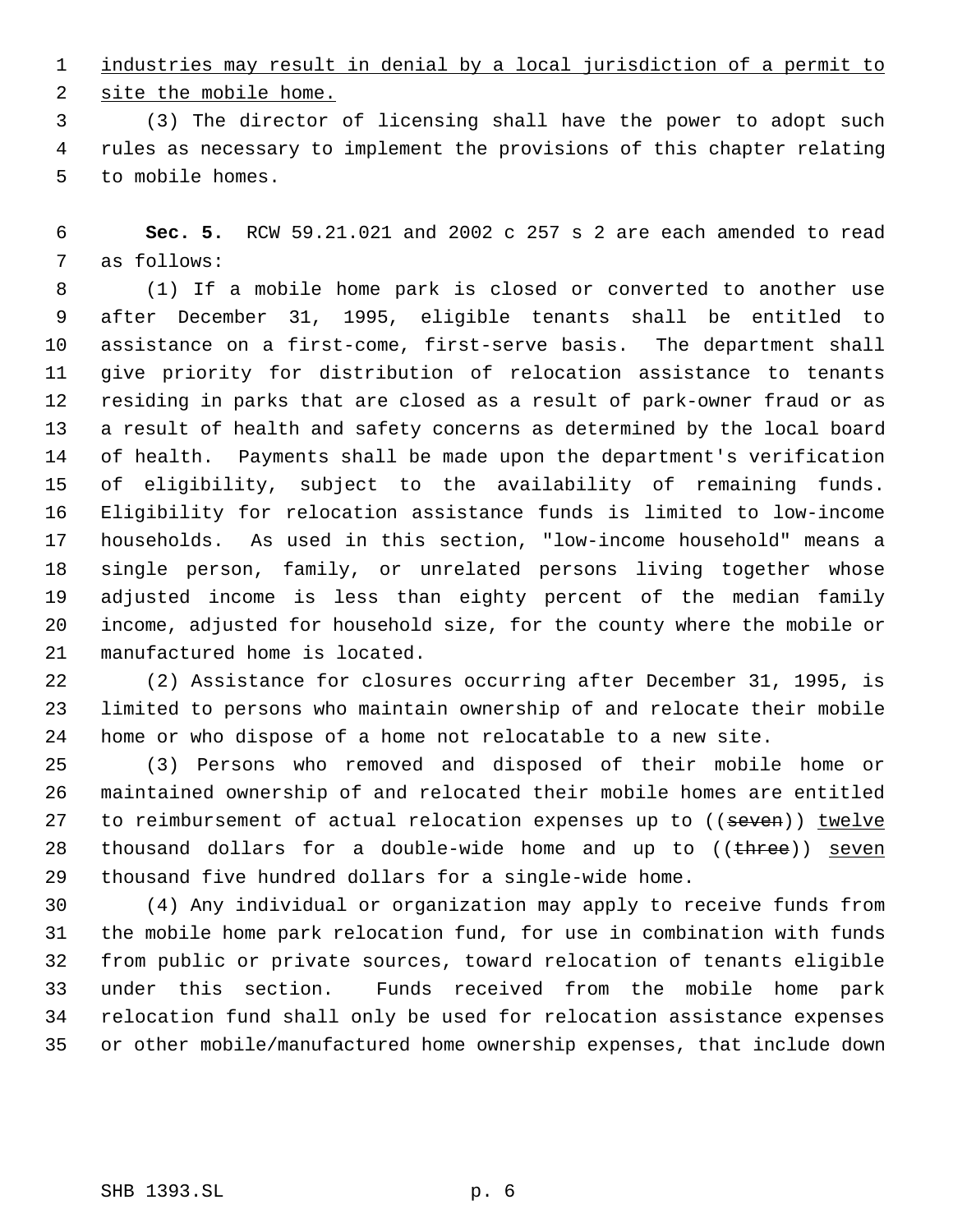industries may result in denial by a local jurisdiction of a permit to site the mobile home.

(3) The director of licensing shall have the power to adopt such rules as necessary to implement the provisions of this chapter relating to mobile homes.

**Sec. 5.** RCW 59.21.021 and 2002 c 257 s 2 are each amended to read as follows:

(1) If a mobile home park is closed or converted to another use after December 31, 1995, eligible tenants shall be entitled to assistance on a first-come, first-serve basis. The department shall give priority for distribution of relocation assistance to tenants residing in parks that are closed as a result of park-owner fraud or as a result of health and safety concerns as determined by the local board of health. Payments shall be made upon the department's verification of eligibility, subject to the availability of remaining funds. Eligibility for relocation assistance funds is limited to low-income households. As used in this section, "low-income household" means a single person, family, or unrelated persons living together whose adjusted income is less than eighty percent of the median family income, adjusted for household size, for the county where the mobile or manufactured home is located.

(2) Assistance for closures occurring after December 31, 1995, is limited to persons who maintain ownership of and relocate their mobile home or who dispose of a home not relocatable to a new site.

(3) Persons who removed and disposed of their mobile home or maintained ownership of and relocated their mobile homes are entitled to reimbursement of actual relocation expenses up to ((~~seven~~)) twelve thousand dollars for a double-wide home and up to ((~~three~~)) seven thousand five hundred dollars for a single-wide home.

(4) Any individual or organization may apply to receive funds from the mobile home park relocation fund, for use in combination with funds from public or private sources, toward relocation of tenants eligible under this section. Funds received from the mobile home park relocation fund shall only be used for relocation assistance expenses or other mobile/manufactured home ownership expenses, that include down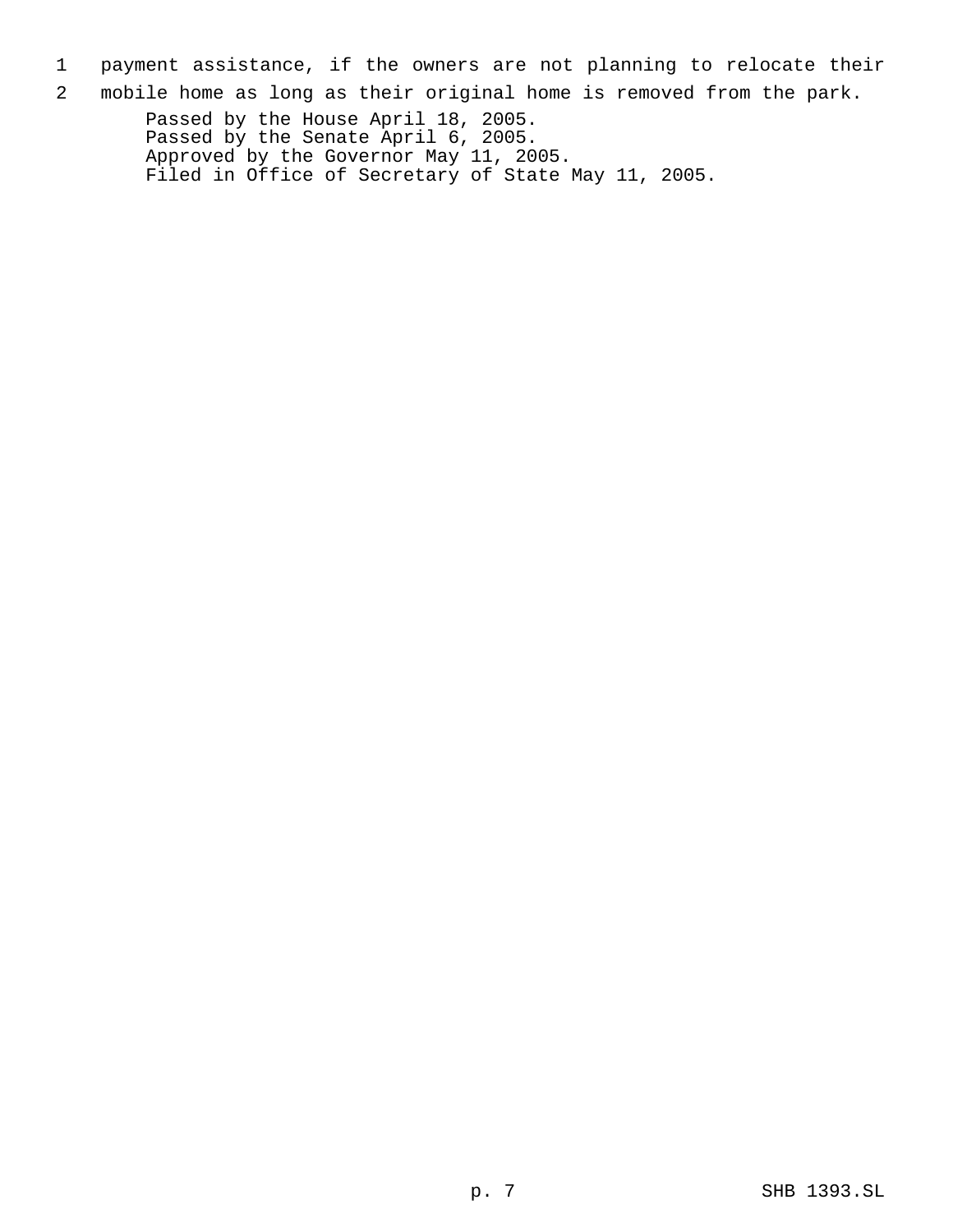payment assistance, if the owners are not planning to relocate their mobile home as long as their original home is removed from the park.

Passed by the House April 18, 2005.
Passed by the Senate April 6, 2005.
Approved by the Governor May 11, 2005.
Filed in Office of Secretary of State May 11, 2005.